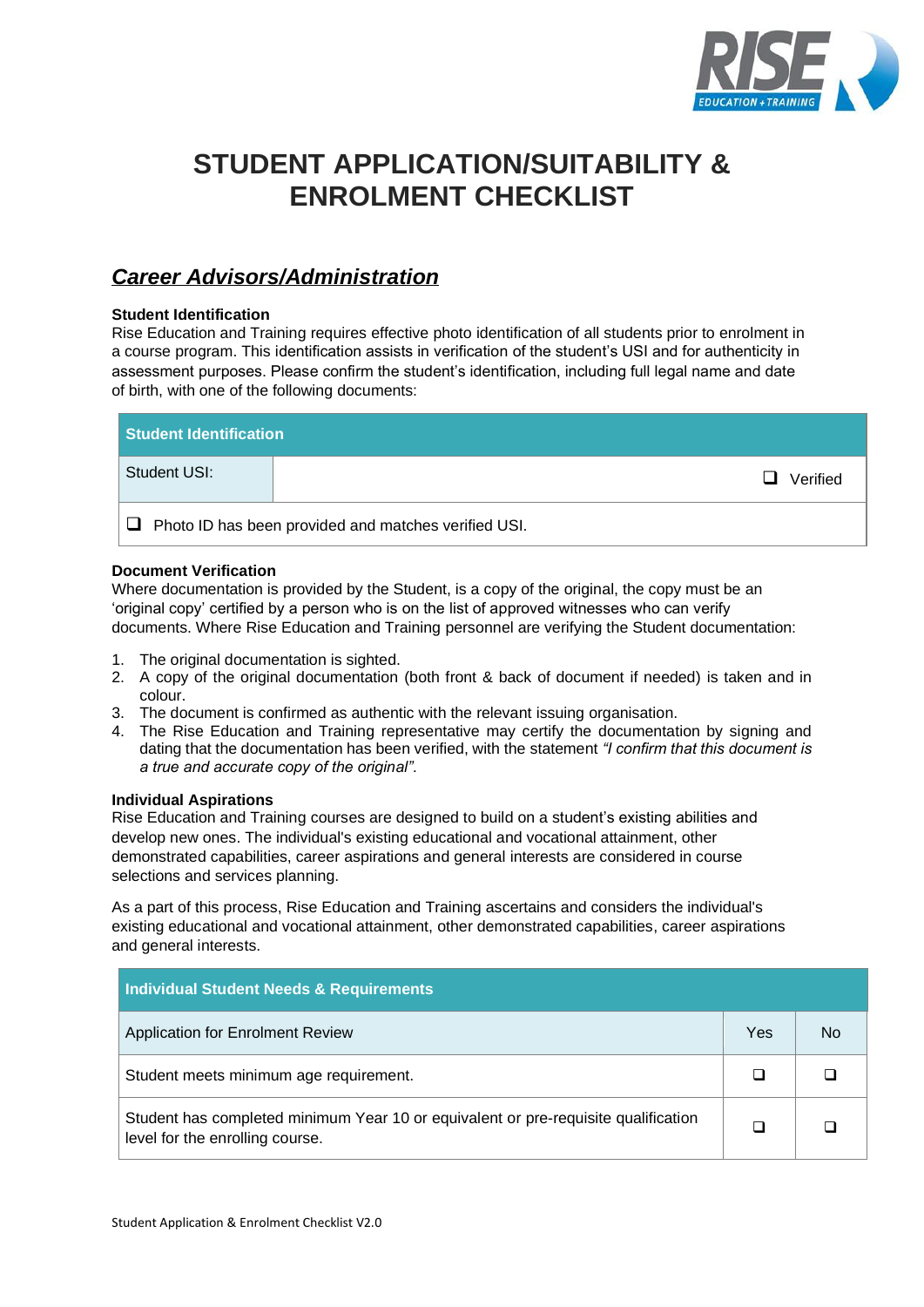# STUDENT APPLICATION/SUITABILITY & ENROLMENT CHECKLIST

## *Career Advisors/Administration*

**Student Identification**

Rise Education and Training requires effective photo identification of all students prior to enrolment in a course program. This identification assists in verification of the student's USI and for authenticity in assessment purposes. Please confirm the student's identification, including full legal name and date of birth, with one of the following documents:

| Student Identification | |
|---|---|
| Student USI: | ❑ Verified |
| ❑ Photo ID has been provided and matches verified USI. | |

**Document Verification**

Where documentation is provided by the Student, is a copy of the original, the copy must be an 'original copy' certified by a person who is on the list of approved witnesses who can verify documents. Where Rise Education and Training personnel are verifying the Student documentation:

1. The original documentation is sighted.
2. A copy of the original documentation (both front & back of document if needed) is taken and in colour.
3. The document is confirmed as authentic with the relevant issuing organisation.
4. The Rise Education and Training representative may certify the documentation by signing and dating that the documentation has been verified, with the statement *"I confirm that this document is a true and accurate copy of the original"*.

**Individual Aspirations**

Rise Education and Training courses are designed to build on a student's existing abilities and develop new ones. The individual's existing educational and vocational attainment, other demonstrated capabilities, career aspirations and general interests are considered in course selections and services planning.

As a part of this process, Rise Education and Training ascertains and considers the individual's existing educational and vocational attainment, other demonstrated capabilities, career aspirations and general interests.

| Individual Student Needs & Requirements | | |
|---|---|---|
| Application for Enrolment Review | Yes | No |
| Student meets minimum age requirement. | ❑ | ❑ |
| Student has completed minimum Year 10 or equivalent or pre-requisite qualification level for the enrolling course. | ❑ | ❑ |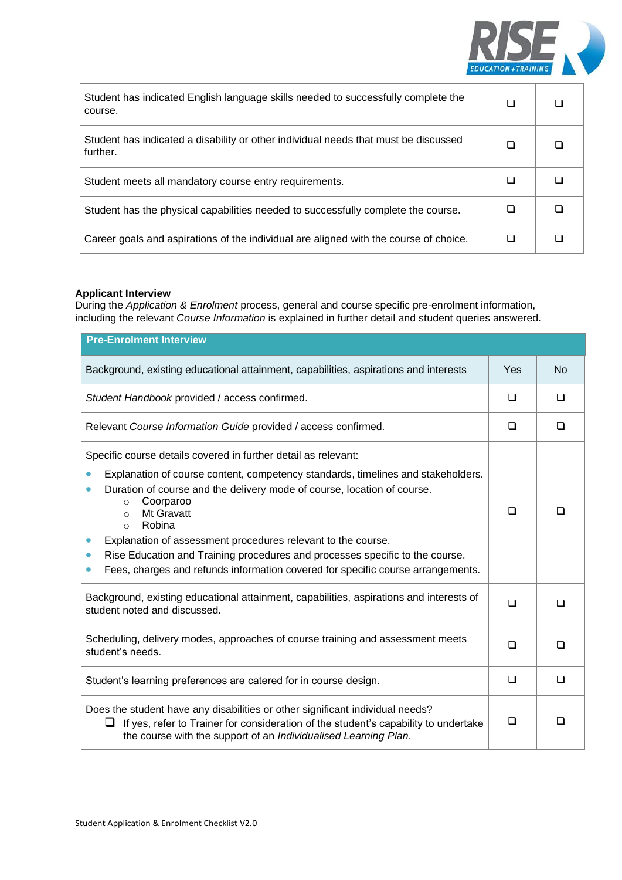| | | |
|---|---|---|
| Student has indicated English language skills needed to successfully complete the course. | ❑ | ❑ |
| Student has indicated a disability or other individual needs that must be discussed further. | ❑ | ❑ |
| Student meets all mandatory course entry requirements. | ❑ | ❑ |
| Student has the physical capabilities needed to successfully complete the course. | ❑ | ❑ |
| Career goals and aspirations of the individual are aligned with the course of choice. | ❑ | ❑ |

**Applicant Interview**
During the *Application & Enrolment* process, general and course specific pre-enrolment information, including the relevant *Course Information* is explained in further detail and student queries answered.

| **Pre-Enrolment Interview** | | |
|---|---|---|
| Background, existing educational attainment, capabilities, aspirations and interests | Yes | No |
| *Student Handbook* provided / access confirmed. | ❑ | ❑ |
| Relevant *Course Information Guide* provided / access confirmed. | ❑ | ❑ |
| Specific course details covered in further detail as relevant:<br>• Explanation of course content, competency standards, timelines and stakeholders.<br>• Duration of course and the delivery mode of course, location of course.<br>  ○ Coorparoo<br>  ○ Mt Gravatt<br>  ○ Robina<br>• Explanation of assessment procedures relevant to the course.<br>• Rise Education and Training procedures and processes specific to the course.<br>• Fees, charges and refunds information covered for specific course arrangements. | ❑ | ❑ |
| Background, existing educational attainment, capabilities, aspirations and interests of student noted and discussed. | ❑ | ❑ |
| Scheduling, delivery modes, approaches of course training and assessment meets student's needs. | ❑ | ❑ |
| Student's learning preferences are catered for in course design. | ❑ | ❑ |
| Does the student have any disabilities or other significant individual needs?<br>❑ If yes, refer to Trainer for consideration of the student's capability to undertake the course with the support of an *Individualised Learning Plan*. | ❑ | ❑ |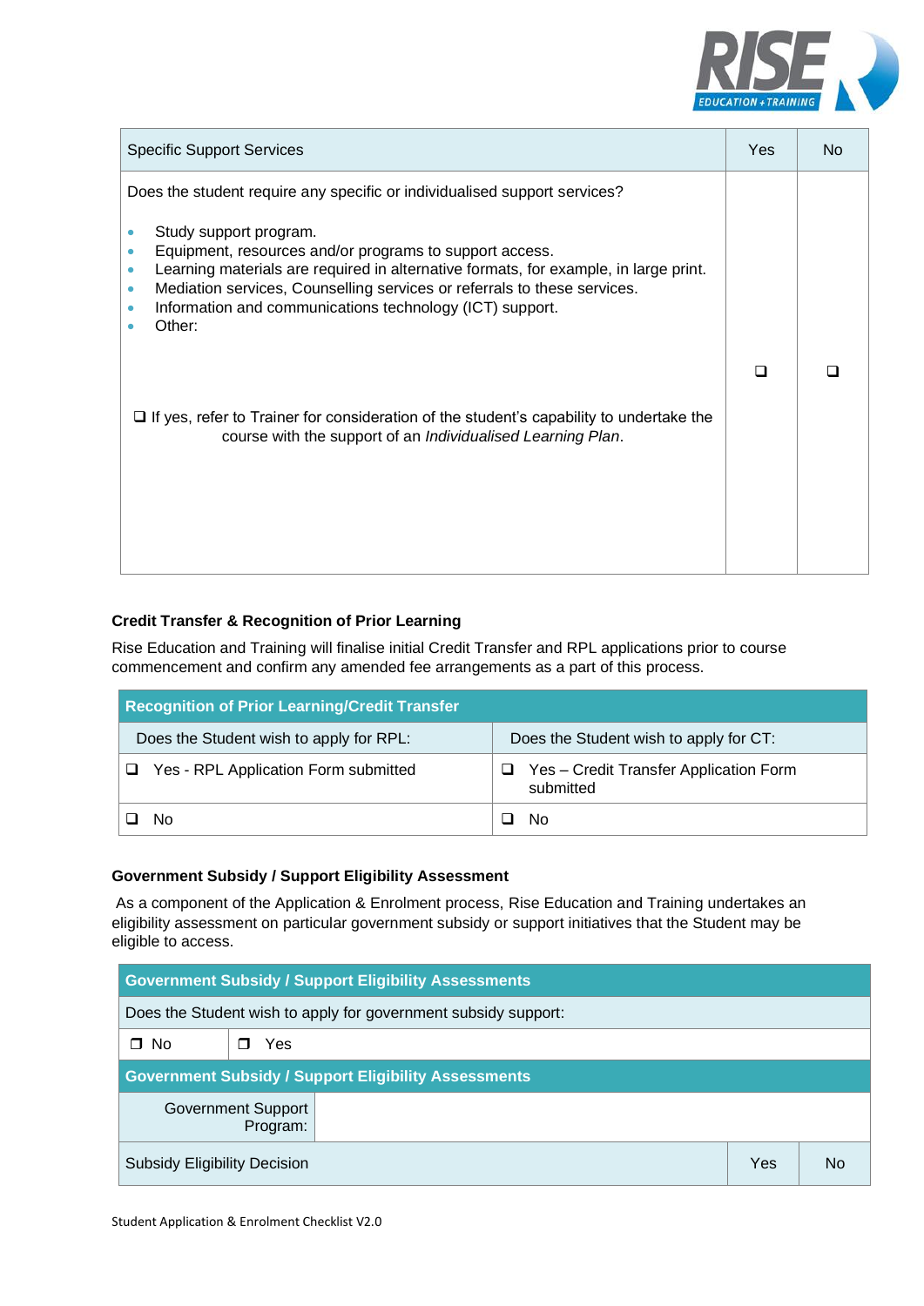| Specific Support Services | Yes | No |
|---|---|---|
| Does the student require any specific or individualised support services?<br><br>• Study support program.<br>• Equipment, resources and/or programs to support access.<br>• Learning materials are required in alternative formats, for example, in large print.<br>• Mediation services, Counselling services or referrals to these services.<br>• Information and communications technology (ICT) support.<br>• Other:<br><br>❑ If yes, refer to Trainer for consideration of the student's capability to undertake the course with the support of an *Individualised Learning Plan*. | ❑ | ❑ |

**Credit Transfer & Recognition of Prior Learning**

Rise Education and Training will finalise initial Credit Transfer and RPL applications prior to course commencement and confirm any amended fee arrangements as a part of this process.

| **Recognition of Prior Learning/Credit Transfer** | |
|---|---|
| Does the Student wish to apply for RPL: | Does the Student wish to apply for CT: |
| ❑ Yes - RPL Application Form submitted | ❑ Yes – Credit Transfer Application Form submitted |
| ❑ No | ❑ No |

**Government Subsidy / Support Eligibility Assessment**

As a component of the Application & Enrolment process, Rise Education and Training undertakes an eligibility assessment on particular government subsidy or support initiatives that the Student may be eligible to access.

| **Government Subsidy / Support Eligibility Assessments** | | | |
|---|---|---|---|
| Does the Student wish to apply for government subsidy support: | | | |
| ❑ No | ❑ Yes | | |
| **Government Subsidy / Support Eligibility Assessments** | | | |
| Government Support Program: | | | |
| Subsidy Eligibility Decision | | Yes | No |

Student Application & Enrolment Checklist V2.0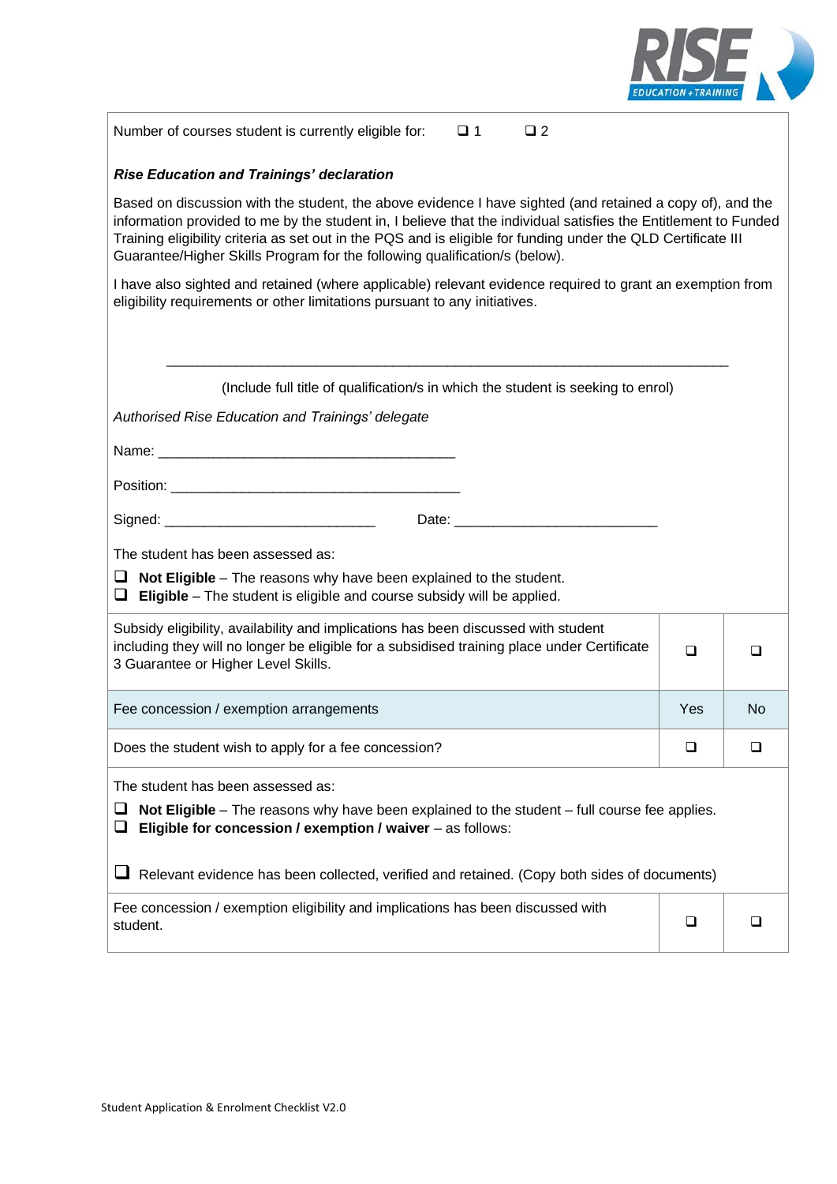Number of courses student is currently eligible for: ❑ 1 ❑ 2

***Rise Education and Trainings' declaration***

Based on discussion with the student, the above evidence I have sighted (and retained a copy of), and the information provided to me by the student in, I believe that the individual satisfies the Entitlement to Funded Training eligibility criteria as set out in the PQS and is eligible for funding under the QLD Certificate III Guarantee/Higher Skills Program for the following qualification/s (below).

I have also sighted and retained (where applicable) relevant evidence required to grant an exemption from eligibility requirements or other limitations pursuant to any initiatives.

\_\_\_\_\_\_\_\_\_\_\_\_\_\_\_\_\_\_\_\_\_\_\_\_\_\_\_\_\_\_\_\_\_\_\_\_\_\_\_\_\_\_\_\_\_\_\_\_\_\_\_\_\_\_\_\_\_\_\_\_\_\_\_\_\_\_\_\_\_\_

(Include full title of qualification/s in which the student is seeking to enrol)

*Authorised Rise Education and Trainings' delegate*

Name: \_\_\_\_\_\_\_\_\_\_\_\_\_\_\_\_\_\_\_\_\_\_\_\_\_\_\_\_\_\_\_\_\_\_\_\_\_\_\_

Position: \_\_\_\_\_\_\_\_\_\_\_\_\_\_\_\_\_\_\_\_\_\_\_\_\_\_\_\_\_\_\_\_\_\_\_\_\_\_

Signed: \_\_\_\_\_\_\_\_\_\_\_\_\_\_\_\_\_\_\_\_\_\_\_\_\_\_\_\_ Date: \_\_\_\_\_\_\_\_\_\_\_\_\_\_\_\_\_\_\_\_\_\_\_\_\_\_\_

The student has been assessed as:

❑ **Not Eligible** – The reasons why have been explained to the student.
❑ **Eligible** – The student is eligible and course subsidy will be applied.

| | | |
|---|---|---|
| Subsidy eligibility, availability and implications has been discussed with student including they will no longer be eligible for a subsidised training place under Certificate 3 Guarantee or Higher Level Skills. | ❑ | ❑ |
| Fee concession / exemption arrangements | Yes | No |
| Does the student wish to apply for a fee concession? | ❑ | ❑ |

The student has been assessed as:

❑ **Not Eligible** – The reasons why have been explained to the student – full course fee applies.
❑ **Eligible for concession / exemption / waiver** – as follows:

❑ Relevant evidence has been collected, verified and retained. (Copy both sides of documents)

| | | |
|---|---|---|
| Fee concession / exemption eligibility and implications has been discussed with student. | ❑ | ❑ |

Student Application & Enrolment Checklist V2.0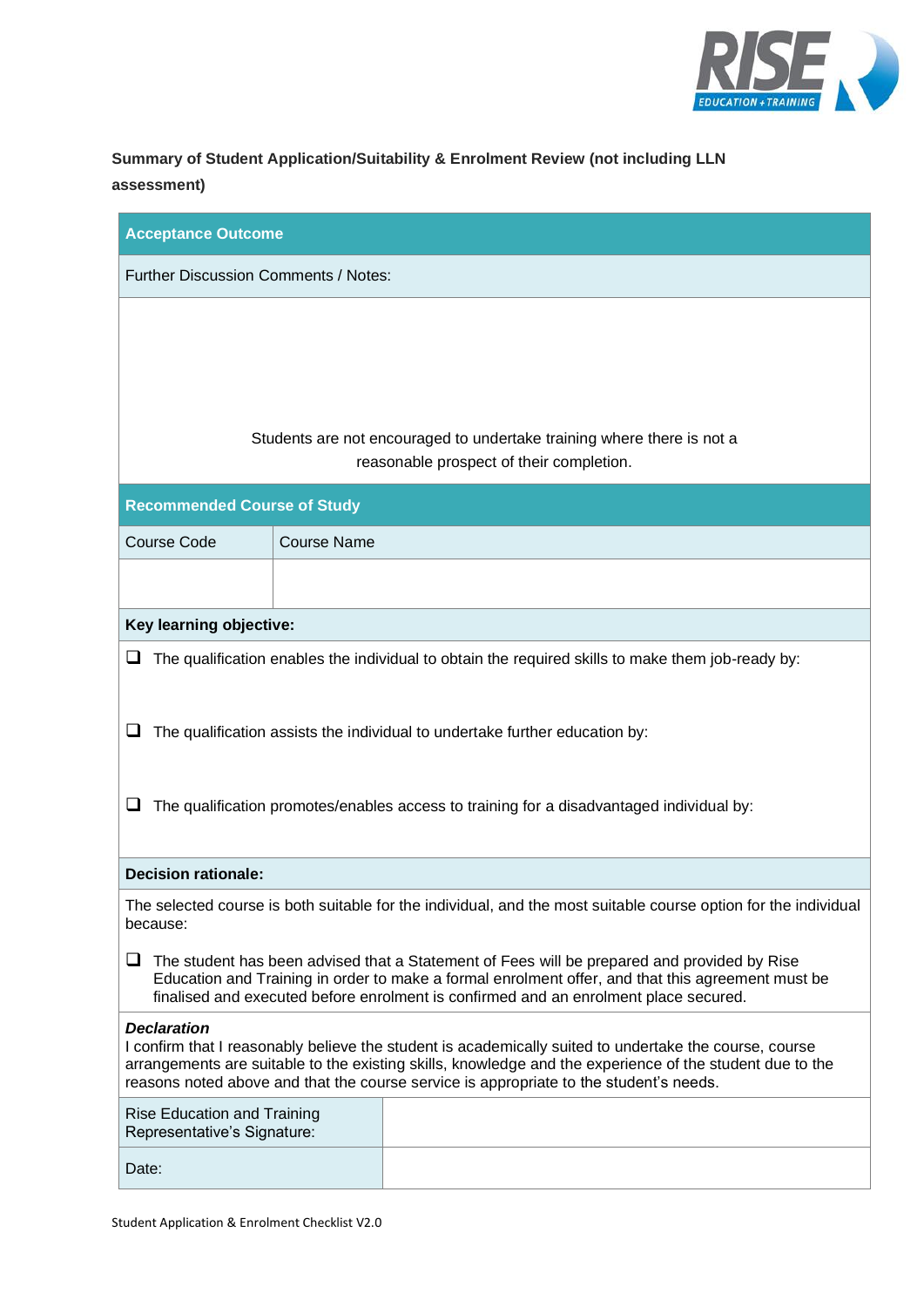**Summary of Student Application/Suitability & Enrolment Review (not including LLN assessment)**

| Acceptance Outcome |
|---|
| Further Discussion Comments / Notes: |
| Students are not encouraged to undertake training where there is not a reasonable prospect of their completion. |

| Recommended Course of Study | |
|---|---|
| Course Code | Course Name |
| | |

**Key learning objective:**

- ☐ The qualification enables the individual to obtain the required skills to make them job-ready by:
- ☐ The qualification assists the individual to undertake further education by:
- ☐ The qualification promotes/enables access to training for a disadvantaged individual by:

**Decision rationale:**

The selected course is both suitable for the individual, and the most suitable course option for the individual because:

- ☐ The student has been advised that a Statement of Fees will be prepared and provided by Rise Education and Training in order to make a formal enrolment offer, and that this agreement must be finalised and executed before enrolment is confirmed and an enrolment place secured.

***Declaration***

I confirm that I reasonably believe the student is academically suited to undertake the course, course arrangements are suitable to the existing skills, knowledge and the experience of the student due to the reasons noted above and that the course service is appropriate to the student's needs.

| Rise Education and Training Representative's Signature: | |
|---|---|
| Date: | |

Student Application & Enrolment Checklist V2.0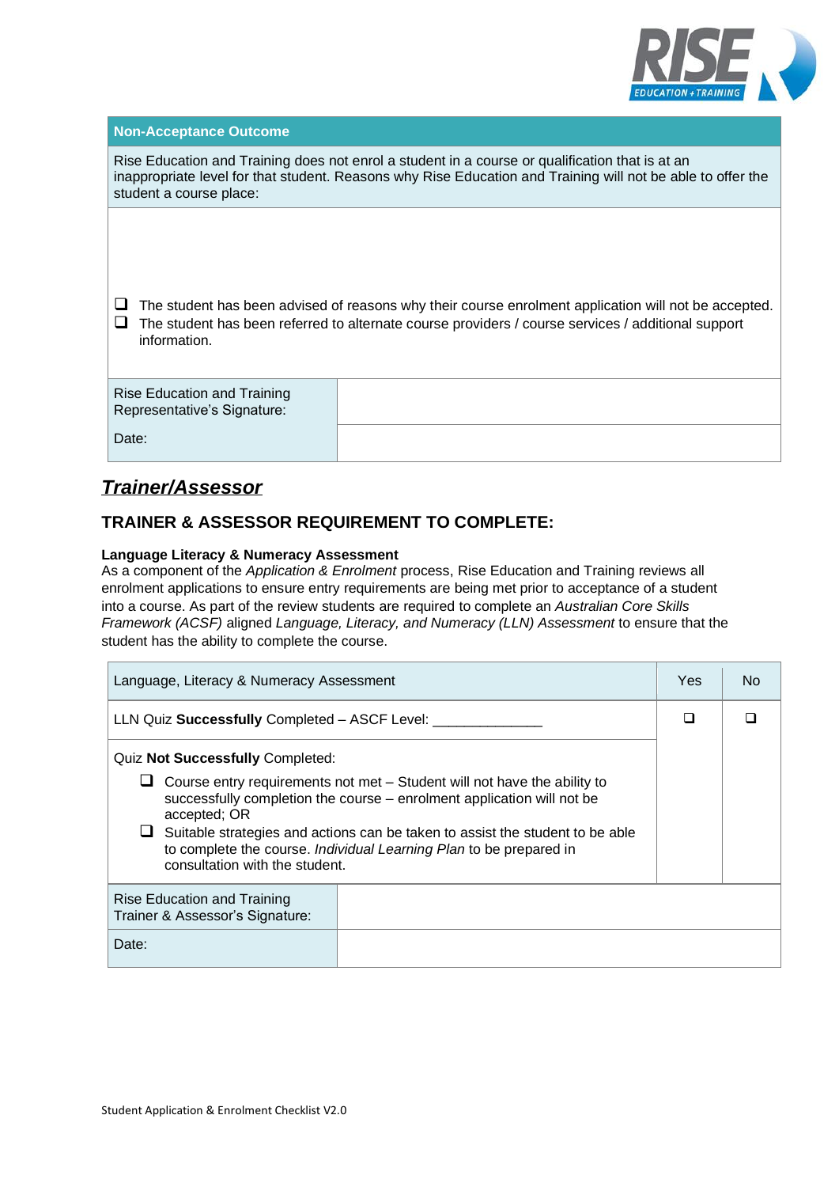| Non-Acceptance Outcome |
| --- |
| Rise Education and Training does not enrol a student in a course or qualification that is at an inappropriate level for that student. Reasons why Rise Education and Training will not be able to offer the student a course place: |
| |
| ❑ The student has been advised of reasons why their course enrolment application will not be accepted.<br>❑ The student has been referred to alternate course providers / course services / additional support information. |

| | |
| --- | --- |
| Rise Education and Training Representative's Signature: | |
| Date: | |

## ***Trainer/Assessor***

### TRAINER & ASSESSOR REQUIREMENT TO COMPLETE:

**Language Literacy & Numeracy Assessment**
As a component of the *Application & Enrolment* process, Rise Education and Training reviews all enrolment applications to ensure entry requirements are being met prior to acceptance of a student into a course. As part of the review students are required to complete an *Australian Core Skills Framework (ACSF)* aligned *Language, Literacy, and Numeracy (LLN) Assessment* to ensure that the student has the ability to complete the course.

| Language, Literacy & Numeracy Assessment | Yes | No |
| --- | --- | --- |
| LLN Quiz **Successfully** Completed – ASCF Level: ______________ | ❑ | ❑ |
| Quiz **Not Successfully** Completed:<br>❑ Course entry requirements not met – Student will not have the ability to successfully completion the course – enrolment application will not be accepted; OR<br>❑ Suitable strategies and actions can be taken to assist the student to be able to complete the course. *Individual Learning Plan* to be prepared in consultation with the student. | | |

| | |
| --- | --- |
| Rise Education and Training Trainer & Assessor's Signature: | |
| Date: | |